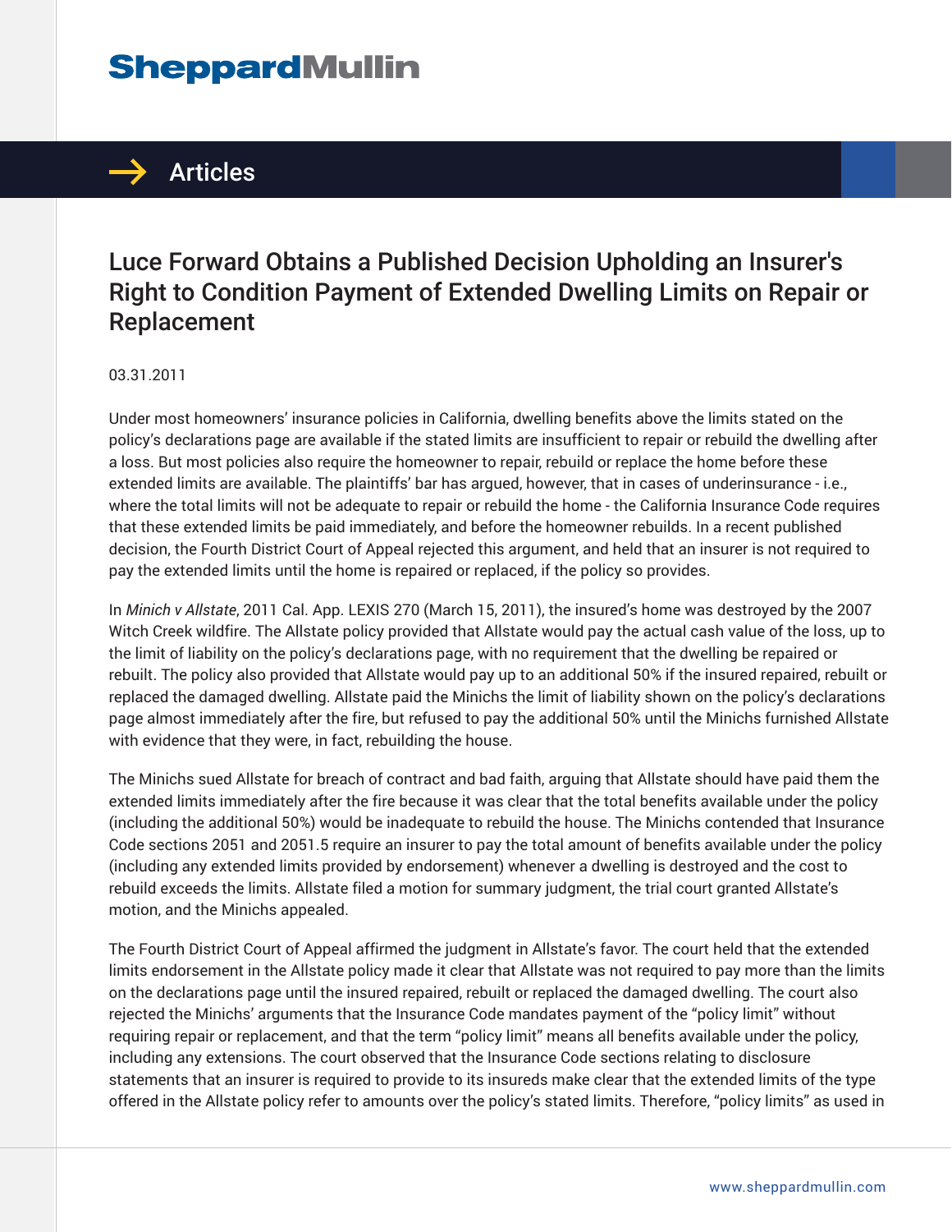# Luce Forward Obtains a Published Decision Upholding an Insurer's Right to Condition Payment of Extended Dwelling Limits on Repair or Replacement

03.31.2011

Under most homeowners' insurance policies in California, dwelling benefits above the limits stated on the policy's declarations page are available if the stated limits are insufficient to repair or rebuild the dwelling after a loss. But most policies also require the homeowner to repair, rebuild or replace the home before these extended limits are available. The plaintiffs' bar has argued, however, that in cases of underinsurance - i.e., where the total limits will not be adequate to repair or rebuild the home - the California Insurance Code requires that these extended limits be paid immediately, and before the homeowner rebuilds. In a recent published decision, the Fourth District Court of Appeal rejected this argument, and held that an insurer is not required to pay the extended limits until the home is repaired or replaced, if the policy so provides.

In *Minich v Allstate*, 2011 Cal. App. LEXIS 270 (March 15, 2011), the insured's home was destroyed by the 2007 Witch Creek wildfire. The Allstate policy provided that Allstate would pay the actual cash value of the loss, up to the limit of liability on the policy's declarations page, with no requirement that the dwelling be repaired or rebuilt. The policy also provided that Allstate would pay up to an additional 50% if the insured repaired, rebuilt or replaced the damaged dwelling. Allstate paid the Minichs the limit of liability shown on the policy's declarations page almost immediately after the fire, but refused to pay the additional 50% until the Minichs furnished Allstate with evidence that they were, in fact, rebuilding the house.

The Minichs sued Allstate for breach of contract and bad faith, arguing that Allstate should have paid them the extended limits immediately after the fire because it was clear that the total benefits available under the policy (including the additional 50%) would be inadequate to rebuild the house. The Minichs contended that Insurance Code sections 2051 and 2051.5 require an insurer to pay the total amount of benefits available under the policy (including any extended limits provided by endorsement) whenever a dwelling is destroyed and the cost to rebuild exceeds the limits. Allstate filed a motion for summary judgment, the trial court granted Allstate's motion, and the Minichs appealed.

The Fourth District Court of Appeal affirmed the judgment in Allstate's favor. The court held that the extended limits endorsement in the Allstate policy made it clear that Allstate was not required to pay more than the limits on the declarations page until the insured repaired, rebuilt or replaced the damaged dwelling. The court also rejected the Minichs' arguments that the Insurance Code mandates payment of the "policy limit" without requiring repair or replacement, and that the term "policy limit" means all benefits available under the policy, including any extensions. The court observed that the Insurance Code sections relating to disclosure statements that an insurer is required to provide to its insureds make clear that the extended limits of the type offered in the Allstate policy refer to amounts over the policy's stated limits. Therefore, "policy limits" as used in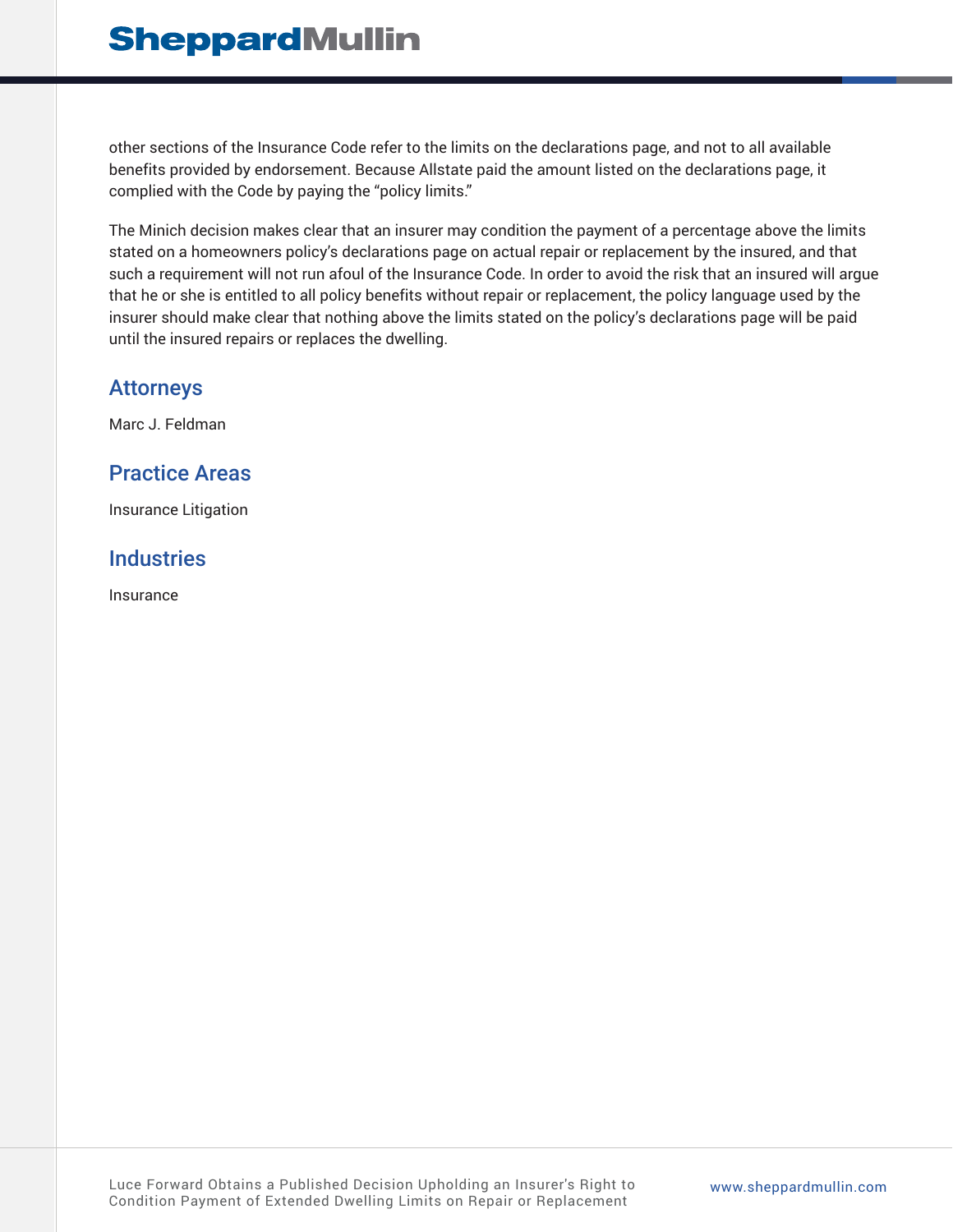other sections of the Insurance Code refer to the limits on the declarations page, and not to all available benefits provided by endorsement. Because Allstate paid the amount listed on the declarations page, it complied with the Code by paying the "policy limits."

The Minich decision makes clear that an insurer may condition the payment of a percentage above the limits stated on a homeowners policy's declarations page on actual repair or replacement by the insured, and that such a requirement will not run afoul of the Insurance Code. In order to avoid the risk that an insured will argue that he or she is entitled to all policy benefits without repair or replacement, the policy language used by the insurer should make clear that nothing above the limits stated on the policy's declarations page will be paid until the insured repairs or replaces the dwelling.

## Attorneys

Marc J. Feldman

## Practice Areas

Insurance Litigation

## Industries

Insurance